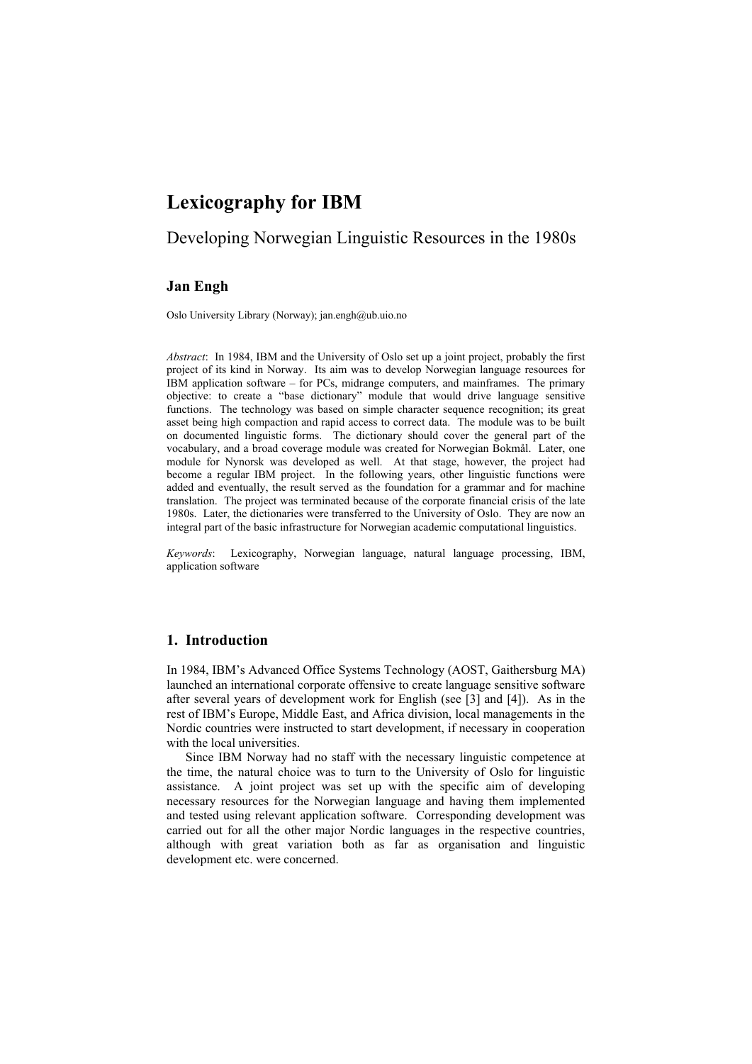# Lexicography for IBM

## Developing Norwegian Linguistic Resources in the 1980s

**Jan Engh**

Oslo University Library (Norway); jan.engh@ub.uio.no

*Abstract*: In 1984, IBM and the University of Oslo set up a joint project, probably the first project of its kind in Norway. Its aim was to develop Norwegian language resources for IBM application software – for PCs, midrange computers, and mainframes. The primary objective: to create a "base dictionary" module that would drive language sensitive functions. The technology was based on simple character sequence recognition; its great asset being high compaction and rapid access to correct data. The module was to be built on documented linguistic forms. The dictionary should cover the general part of the vocabulary, and a broad coverage module was created for Norwegian Bokmål. Later, one module for Nynorsk was developed as well. At that stage, however, the project had become a regular IBM project. In the following years, other linguistic functions were added and eventually, the result served as the foundation for a grammar and for machine translation. The project was terminated because of the corporate financial crisis of the late 1980s. Later, the dictionaries were transferred to the University of Oslo. They are now an integral part of the basic infrastructure for Norwegian academic computational linguistics.

*Keywords*: Lexicography, Norwegian language, natural language processing, IBM, application software

## 1. Introduction

In 1984, IBM's Advanced Office Systems Technology (AOST, Gaithersburg MA) launched an international corporate offensive to create language sensitive software after several years of development work for English (see [3] and [4]). As in the rest of IBM's Europe, Middle East, and Africa division, local managements in the Nordic countries were instructed to start development, if necessary in cooperation with the local universities.

Since IBM Norway had no staff with the necessary linguistic competence at the time, the natural choice was to turn to the University of Oslo for linguistic assistance. A joint project was set up with the specific aim of developing necessary resources for the Norwegian language and having them implemented and tested using relevant application software. Corresponding development was carried out for all the other major Nordic languages in the respective countries, although with great variation both as far as organisation and linguistic development etc. were concerned.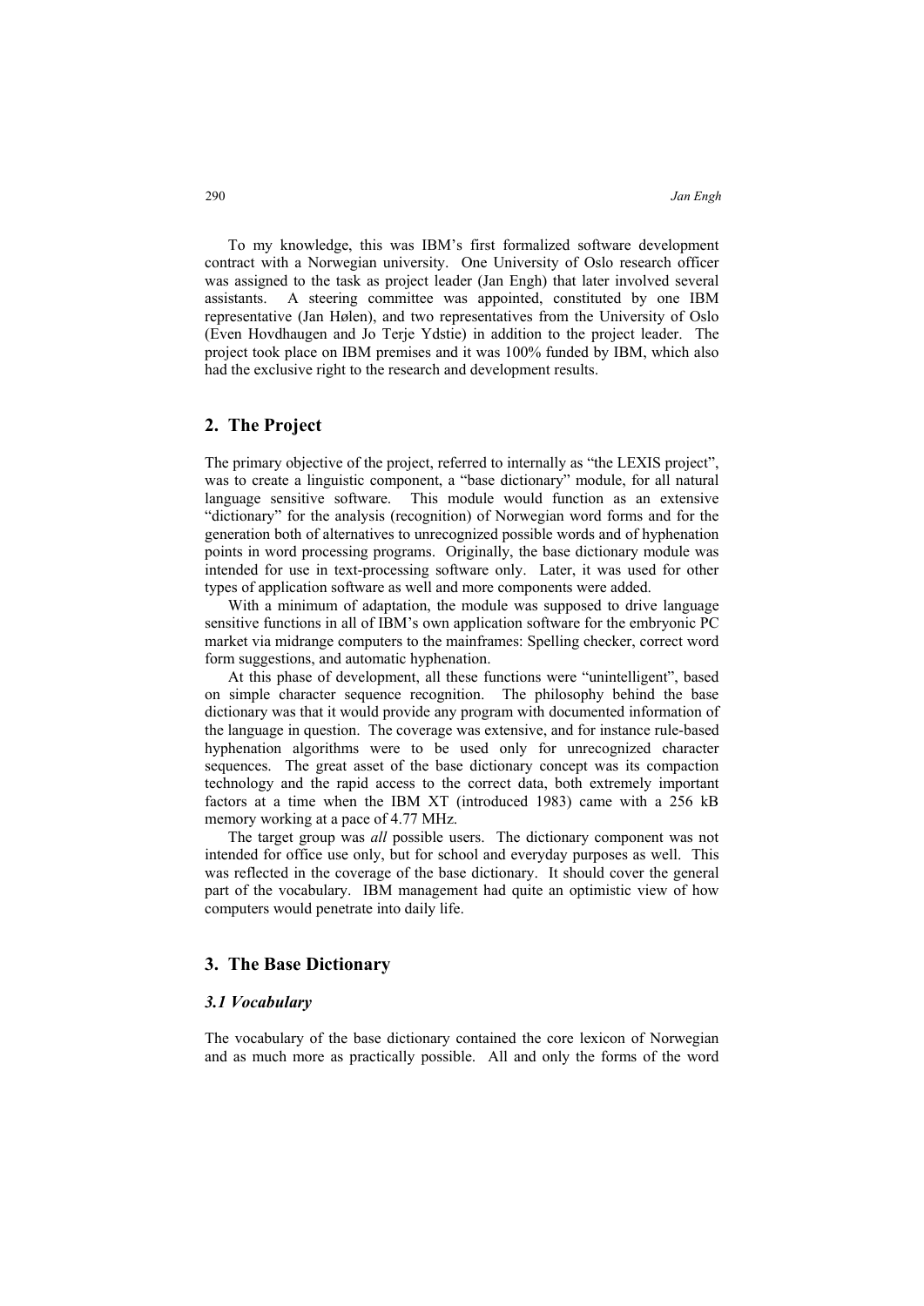To my knowledge, this was IBM's first formalized software development contract with a Norwegian university. One University of Oslo research officer was assigned to the task as project leader (Jan Engh) that later involved several assistants. A steering committee was appointed, constituted by one IBM representative (Jan Hølen), and two representatives from the University of Oslo (Even Hovdhaugen and Jo Terje Ydstie) in addition to the project leader. The project took place on IBM premises and it was 100% funded by IBM, which also had the exclusive right to the research and development results.

## 2. The Project

The primary objective of the project, referred to internally as "the LEXIS project", was to create a linguistic component, a "base dictionary" module, for all natural language sensitive software. This module would function as an extensive "dictionary" for the analysis (recognition) of Norwegian word forms and for the generation both of alternatives to unrecognized possible words and of hyphenation points in word processing programs. Originally, the base dictionary module was intended for use in text-processing software only. Later, it was used for other types of application software as well and more components were added.

With a minimum of adaptation, the module was supposed to drive language sensitive functions in all of IBM's own application software for the embryonic PC market via midrange computers to the mainframes: Spelling checker, correct word form suggestions, and automatic hyphenation.

At this phase of development, all these functions were "unintelligent", based on simple character sequence recognition. The philosophy behind the base dictionary was that it would provide any program with documented information of the language in question. The coverage was extensive, and for instance rule-based hyphenation algorithms were to be used only for unrecognized character sequences. The great asset of the base dictionary concept was its compaction technology and the rapid access to the correct data, both extremely important factors at a time when the IBM XT (introduced 1983) came with a 256 kB memory working at a pace of 4.77 MHz.

The target group was *all* possible users. The dictionary component was not intended for office use only, but for school and everyday purposes as well. This was reflected in the coverage of the base dictionary. It should cover the general part of the vocabulary. IBM management had quite an optimistic view of how computers would penetrate into daily life.

## 3. The Base Dictionary

### *3.1 Vocabulary*

The vocabulary of the base dictionary contained the core lexicon of Norwegian and as much more as practically possible. All and only the forms of the word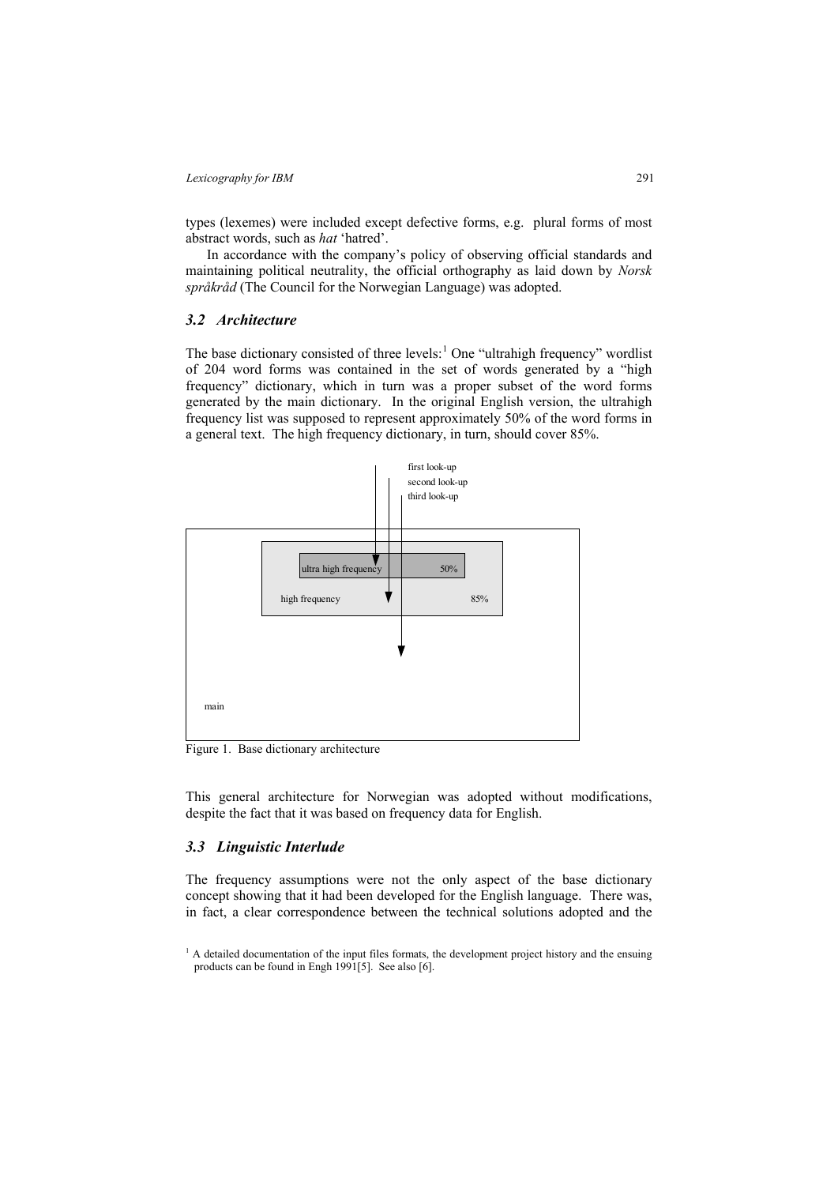types (lexemes) were included except defective forms, e.g. plural forms of most abstract words, such as *hat* 'hatred'.

In accordance with the company's policy of observing official standards and maintaining political neutrality, the official orthography as laid down by *Norsk språkråd* (The Council for the Norwegian Language) was adopted.

### *3.2 Architecture*

The base dictionary consisted of three levels:[1] One "ultrahigh frequency" wordlist of 204 word forms was contained in the set of words generated by a "high frequency" dictionary, which in turn was a proper subset of the word forms generated by the main dictionary. In the original English version, the ultrahigh frequency list was supposed to represent approximately 50% of the word forms in a general text. The high frequency dictionary, in turn, should cover 85%.

first look-up
second look-up
third look-up

ultra high frequency 50%
high frequency 85%
main

Figure 1. Base dictionary architecture

This general architecture for Norwegian was adopted without modifications, despite the fact that it was based on frequency data for English.

### *3.3 Linguistic Interlude*

The frequency assumptions were not the only aspect of the base dictionary concept showing that it had been developed for the English language. There was, in fact, a clear correspondence between the technical solutions adopted and the

[1] A detailed documentation of the input files formats, the development project history and the ensuing products can be found in Engh 1991[5]. See also [6].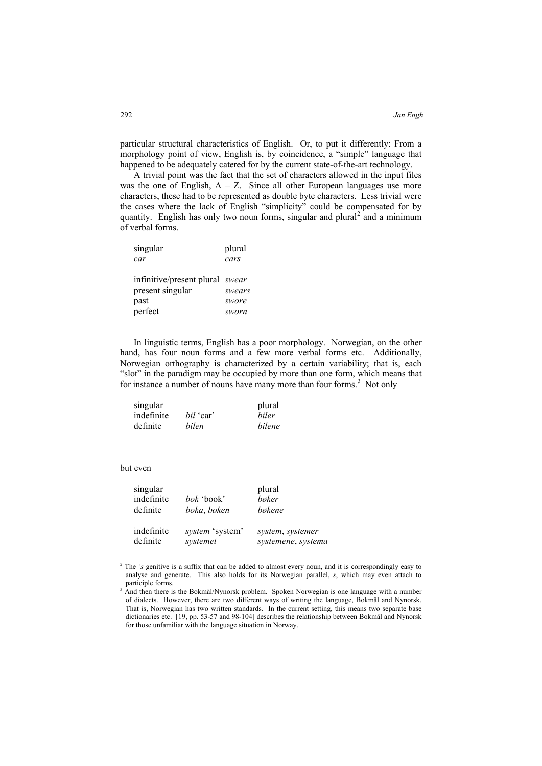particular structural characteristics of English. Or, to put it differently: From a morphology point of view, English is, by coincidence, a "simple" language that happened to be adequately catered for by the current state-of-the-art technology.

A trivial point was the fact that the set of characters allowed in the input files was the one of English, A – Z. Since all other European languages use more characters, these had to be represented as double byte characters. Less trivial were the cases where the lack of English "simplicity" could be compensated for by quantity. English has only two noun forms, singular and plural[2] and a minimum of verbal forms.

| singular | plural |
|---|---|
| *car* | *cars* |

| | |
|---|---|
| infinitive/present plural | *swear* |
| present singular | *swears* |
| past | *swore* |
| perfect | *sworn* |

In linguistic terms, English has a poor morphology. Norwegian, on the other hand, has four noun forms and a few more verbal forms etc. Additionally, Norwegian orthography is characterized by a certain variability; that is, each "slot" in the paradigm may be occupied by more than one form, which means that for instance a number of nouns have many more than four forms.[3] Not only

| singular | | plural |
|---|---|---|
| indefinite | *bil* 'car' | *biler* |
| definite | *bilen* | *bilene* |

but even

| singular | | plural |
|---|---|---|
| indefinite | *bok* 'book' | *bøker* |
| definite | *boka*, *boken* | *bøkene* |
| | | |
| indefinite | *system* 'system' | *system*, *systemer* |
| definite | *systemet* | *systemene*, *systema* |

[2] The *'s* genitive is a suffix that can be added to almost every noun, and it is correspondingly easy to analyse and generate. This also holds for its Norwegian parallel, *s*, which may even attach to participle forms.

[3] And then there is the Bokmål/Nynorsk problem. Spoken Norwegian is one language with a number of dialects. However, there are two different ways of writing the language, Bokmål and Nynorsk. That is, Norwegian has two written standards. In the current setting, this means two separate base dictionaries etc. [19, pp. 53-57 and 98-104] describes the relationship between Bokmål and Nynorsk for those unfamiliar with the language situation in Norway.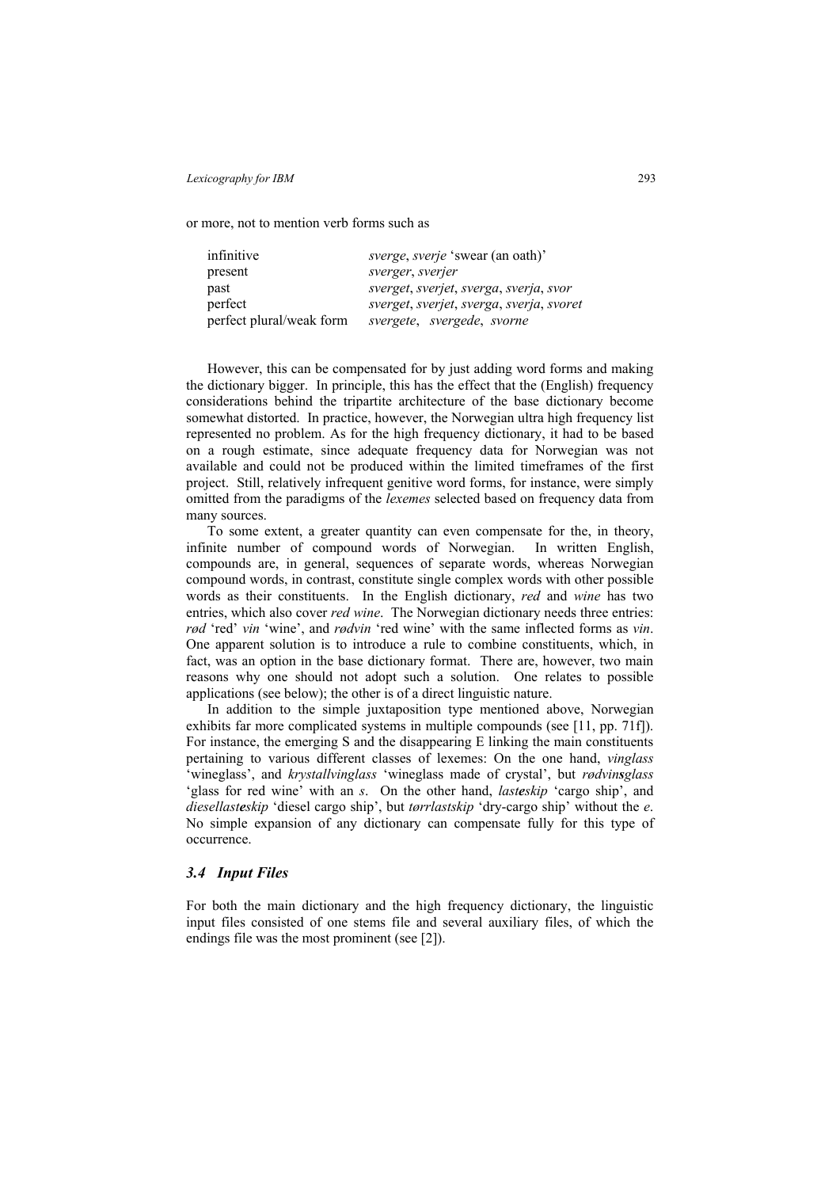or more, not to mention verb forms such as

| | |
|---|---|
| infinitive | *sverge*, *sverje* 'swear (an oath)' |
| present | *sverger*, *sverjer* |
| past | *sverget*, *sverjet*, *sverga*, *sverja*, *svor* |
| perfect | *sverget*, *sverjet*, *sverga*, *sverja*, *svoret* |
| perfect plural/weak form | *svergete*, *svergede*, *svorne* |

However, this can be compensated for by just adding word forms and making the dictionary bigger. In principle, this has the effect that the (English) frequency considerations behind the tripartite architecture of the base dictionary become somewhat distorted. In practice, however, the Norwegian ultra high frequency list represented no problem. As for the high frequency dictionary, it had to be based on a rough estimate, since adequate frequency data for Norwegian was not available and could not be produced within the limited timeframes of the first project. Still, relatively infrequent genitive word forms, for instance, were simply omitted from the paradigms of the *lexemes* selected based on frequency data from many sources.

To some extent, a greater quantity can even compensate for the, in theory, infinite number of compound words of Norwegian. In written English, compounds are, in general, sequences of separate words, whereas Norwegian compound words, in contrast, constitute single complex words with other possible words as their constituents. In the English dictionary, *red* and *wine* has two entries, which also cover *red wine*. The Norwegian dictionary needs three entries: *rød* 'red' *vin* 'wine', and *rødvin* 'red wine' with the same inflected forms as *vin*. One apparent solution is to introduce a rule to combine constituents, which, in fact, was an option in the base dictionary format. There are, however, two main reasons why one should not adopt such a solution. One relates to possible applications (see below); the other is of a direct linguistic nature.

In addition to the simple juxtaposition type mentioned above, Norwegian exhibits far more complicated systems in multiple compounds (see [11, pp. 71f]). For instance, the emerging S and the disappearing E linking the main constituents pertaining to various different classes of lexemes: On the one hand, *vinglass* 'wineglass', and *krystallvinglass* 'wineglass made of crystal', but *rødvin**s**glass* 'glass for red wine' with an *s*. On the other hand, *last**e**skip* 'cargo ship', and *diesellast**e**skip* 'diesel cargo ship', but *tørrlastskip* 'dry-cargo ship' without the *e*. No simple expansion of any dictionary can compensate fully for this type of occurrence.

### 3.4 Input Files

For both the main dictionary and the high frequency dictionary, the linguistic input files consisted of one stems file and several auxiliary files, of which the endings file was the most prominent (see [2]).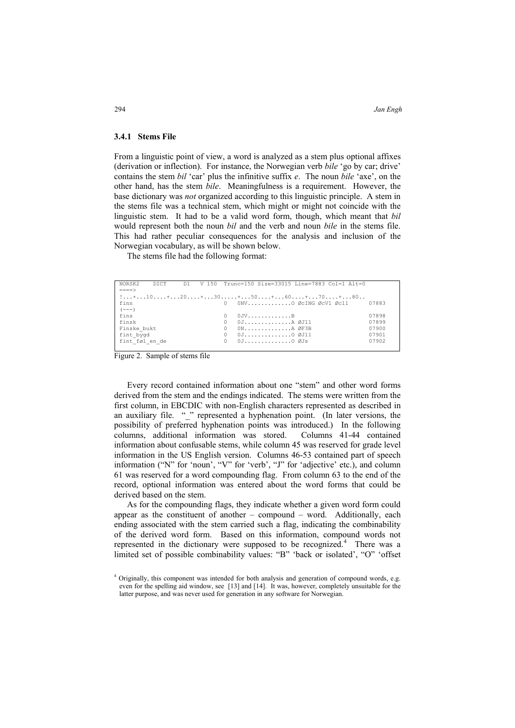### 3.4.1 Stems File

From a linguistic point of view, a word is analyzed as a stem plus optional affixes (derivation or inflection). For instance, the Norwegian verb *bile* 'go by car; drive' contains the stem *bil* 'car' plus the infinitive suffix *e*. The noun *bile* 'axe', on the other hand, has the stem *bile*. Meaningfulness is a requirement. However, the base dictionary was *not* organized according to this linguistic principle. A stem in the stems file was a technical stem, which might or might not coincide with the linguistic stem. It had to be a valid word form, though, which meant that *bil* would represent both the noun *bil* and the verb and noun *bile* in the stems file. This had rather peculiar consequences for the analysis and inclusion of the Norwegian vocabulary, as will be shown below.

The stems file had the following format:

```
NORSK2    DICT     D1   V 150  Trunc=150 Size=33015 Line=7883 Col=1 Alt=0
====>
!...+...10....+...20....+...30.....+...50....+...60....+...70....+...80..
finn                          0   0NV............O ØcING ØcV1 Øc11      07883
(---)
fins                          0   0JV............B                      07898
finsk                         0   0J.............A ØJ11                 07899
Finske_bukt                   0   0N.............A ØF3B                 07900
fint_bygd                     0   0J.............O ØJ11                 07901
fint_føl_en_de                0   0J.............O ØJs                  07902
```

Figure 2. Sample of stems file

Every record contained information about one "stem" and other word forms derived from the stem and the endings indicated. The stems were written from the first column, in EBCDIC with non-English characters represented as described in an auxiliary file. "_" represented a hyphenation point. (In later versions, the possibility of preferred hyphenation points was introduced.) In the following columns, additional information was stored. Columns 41-44 contained information about confusable stems, while column 45 was reserved for grade level information in the US English version. Columns 46-53 contained part of speech information ("N" for 'noun', "V" for 'verb', "J" for 'adjective' etc.), and column 61 was reserved for a word compounding flag. From column 63 to the end of the record, optional information was entered about the word forms that could be derived based on the stem.

As for the compounding flags, they indicate whether a given word form could appear as the constituent of another – compound – word. Additionally, each ending associated with the stem carried such a flag, indicating the combinability of the derived word form. Based on this information, compound words not represented in the dictionary were supposed to be recognized.[4] There was a limited set of possible combinability values: "B" 'back or isolated', "O" 'offset

[4] Originally, this component was intended for both analysis and generation of compound words, e.g. even for the spelling aid window, see [13] and [14]. It was, however, completely unsuitable for the latter purpose, and was never used for generation in any software for Norwegian.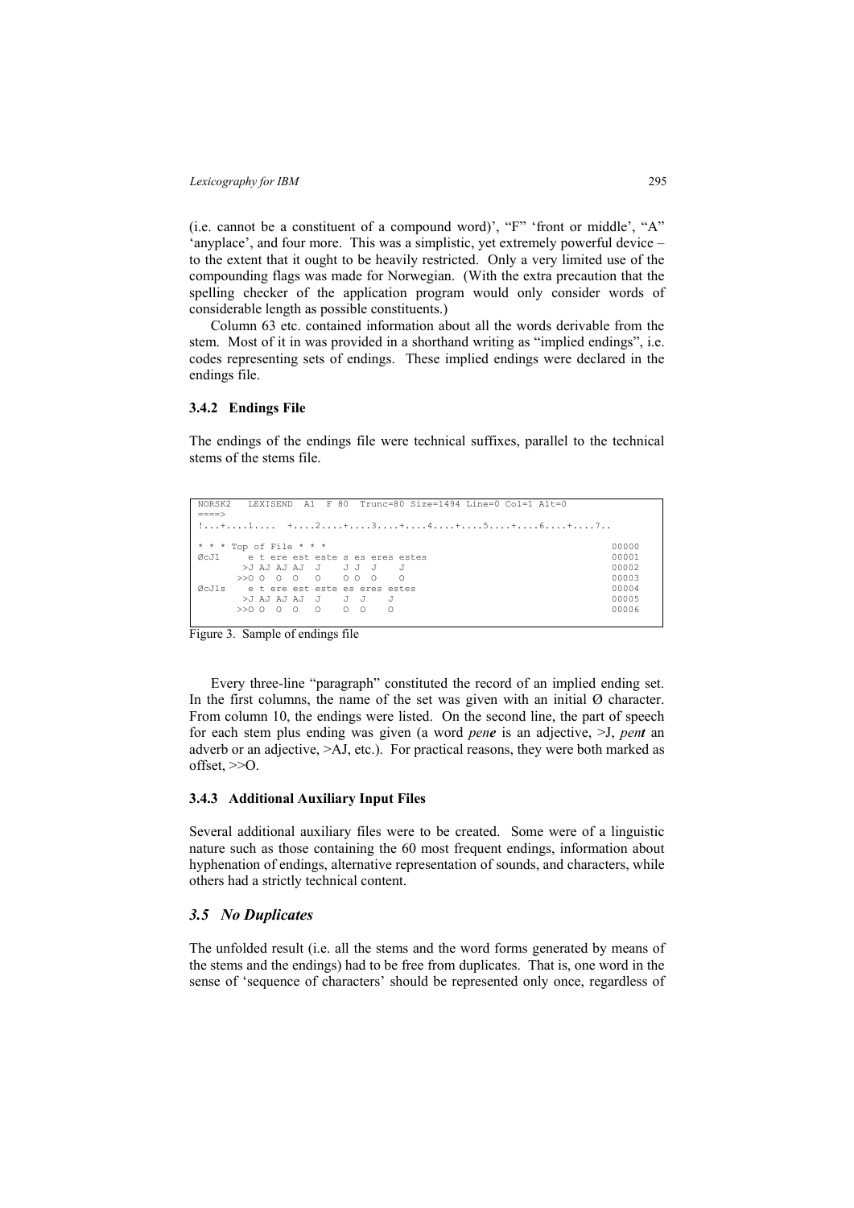(i.e. cannot be a constituent of a compound word)', "F" 'front or middle', "A" 'anyplace', and four more. This was a simplistic, yet extremely powerful device – to the extent that it ought to be heavily restricted. Only a very limited use of the compounding flags was made for Norwegian. (With the extra precaution that the spelling checker of the application program would only consider words of considerable length as possible constituents.)

Column 63 etc. contained information about all the words derivable from the stem. Most of it in was provided in a shorthand writing as "implied endings", i.e. codes representing sets of endings. These implied endings were declared in the endings file.

### 3.4.2 Endings File

The endings of the endings file were technical suffixes, parallel to the technical stems of the stems file.

```
NORSK2   LEXISEND  A1  F 80  Trunc=80 Size=1494 Line=0 Col=1 Alt=0
====>
!...+....1....  +....2....+....3....+....4....+....5....+....6....+....7..

* * * Top of File * * *                                                   00000
ØcJl     e t ere est este s es eres estes                                 00001
          >J AJ AJ AJ  J    J J  J    J                                   00002
         >>O O  O  O   O    O O  O    O                                   00003
ØcJls    e t ere est este es eres estes                                   00004
          >J AJ AJ AJ  J    J  J    J                                     00005
         >>O O  O  O   O    O  O    O                                     00006
```

Figure 3. Sample of endings file

Every three-line "paragraph" constituted the record of an implied ending set. In the first columns, the name of the set was given with an initial Ø character. From column 10, the endings were listed. On the second line, the part of speech for each stem plus ending was given (a word *pen**e*** is an adjective, >J, *pen**t*** an adverb or an adjective, >AJ, etc.). For practical reasons, they were both marked as offset, >>O.

### 3.4.3 Additional Auxiliary Input Files

Several additional auxiliary files were to be created. Some were of a linguistic nature such as those containing the 60 most frequent endings, information about hyphenation of endings, alternative representation of sounds, and characters, while others had a strictly technical content.

## *3.5 No Duplicates*

The unfolded result (i.e. all the stems and the word forms generated by means of the stems and the endings) had to be free from duplicates. That is, one word in the sense of 'sequence of characters' should be represented only once, regardless of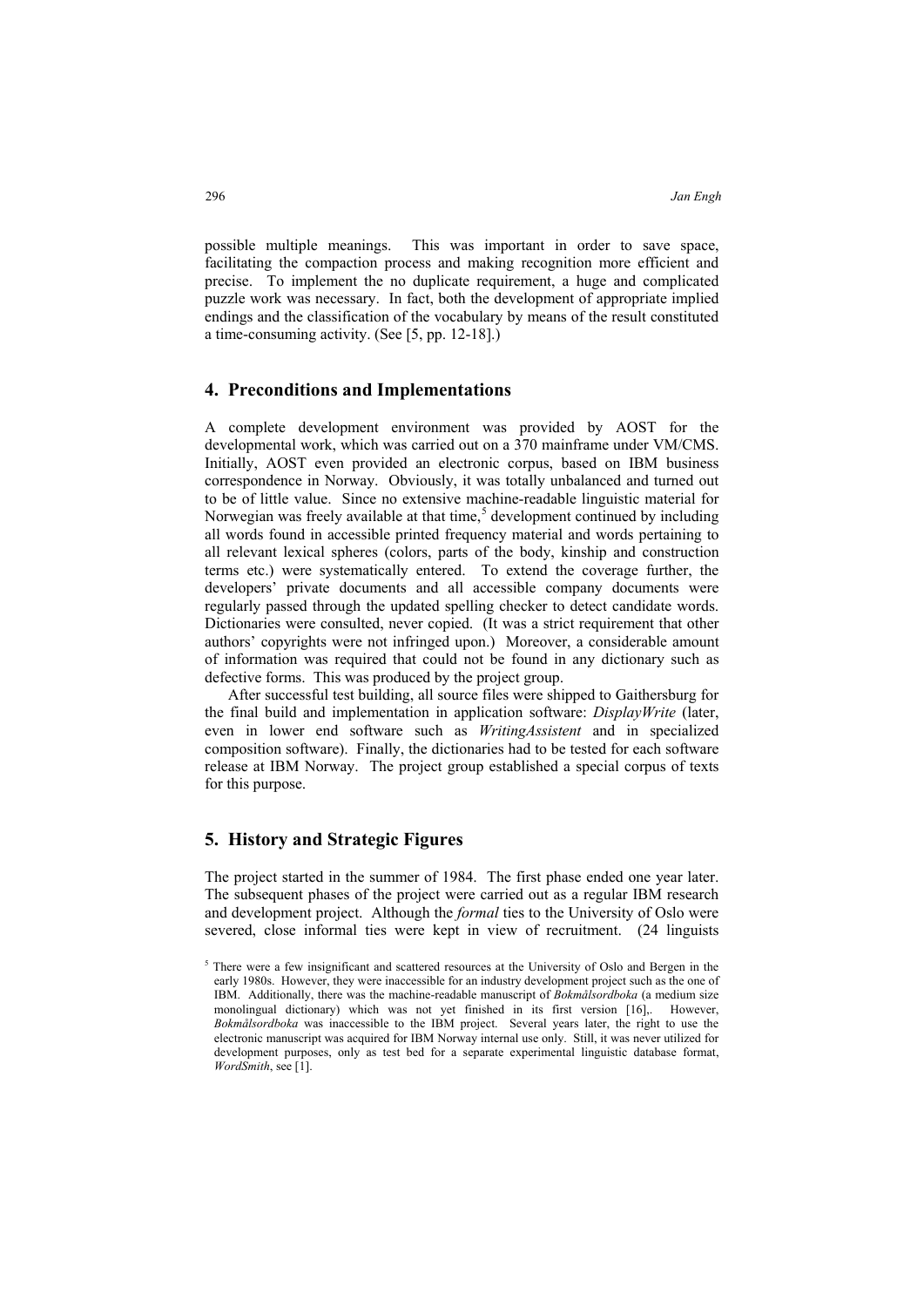possible multiple meanings. This was important in order to save space, facilitating the compaction process and making recognition more efficient and precise. To implement the no duplicate requirement, a huge and complicated puzzle work was necessary. In fact, both the development of appropriate implied endings and the classification of the vocabulary by means of the result constituted a time-consuming activity. (See [5, pp. 12-18].)

## 4. Preconditions and Implementations

A complete development environment was provided by AOST for the developmental work, which was carried out on a 370 mainframe under VM/CMS. Initially, AOST even provided an electronic corpus, based on IBM business correspondence in Norway. Obviously, it was totally unbalanced and turned out to be of little value. Since no extensive machine-readable linguistic material for Norwegian was freely available at that time,[5] development continued by including all words found in accessible printed frequency material and words pertaining to all relevant lexical spheres (colors, parts of the body, kinship and construction terms etc.) were systematically entered. To extend the coverage further, the developers' private documents and all accessible company documents were regularly passed through the updated spelling checker to detect candidate words. Dictionaries were consulted, never copied. (It was a strict requirement that other authors' copyrights were not infringed upon.) Moreover, a considerable amount of information was required that could not be found in any dictionary such as defective forms. This was produced by the project group.

After successful test building, all source files were shipped to Gaithersburg for the final build and implementation in application software: *DisplayWrite* (later, even in lower end software such as *WritingAssistent* and in specialized composition software). Finally, the dictionaries had to be tested for each software release at IBM Norway. The project group established a special corpus of texts for this purpose.

## 5. History and Strategic Figures

The project started in the summer of 1984. The first phase ended one year later. The subsequent phases of the project were carried out as a regular IBM research and development project. Although the *formal* ties to the University of Oslo were severed, close informal ties were kept in view of recruitment. (24 linguists

[5] There were a few insignificant and scattered resources at the University of Oslo and Bergen in the early 1980s. However, they were inaccessible for an industry development project such as the one of IBM. Additionally, there was the machine-readable manuscript of *Bokmålsordboka* (a medium size monolingual dictionary) which was not yet finished in its first version [16],. However, *Bokmålsordboka* was inaccessible to the IBM project. Several years later, the right to use the electronic manuscript was acquired for IBM Norway internal use only. Still, it was never utilized for development purposes, only as test bed for a separate experimental linguistic database format, *WordSmith*, see [1].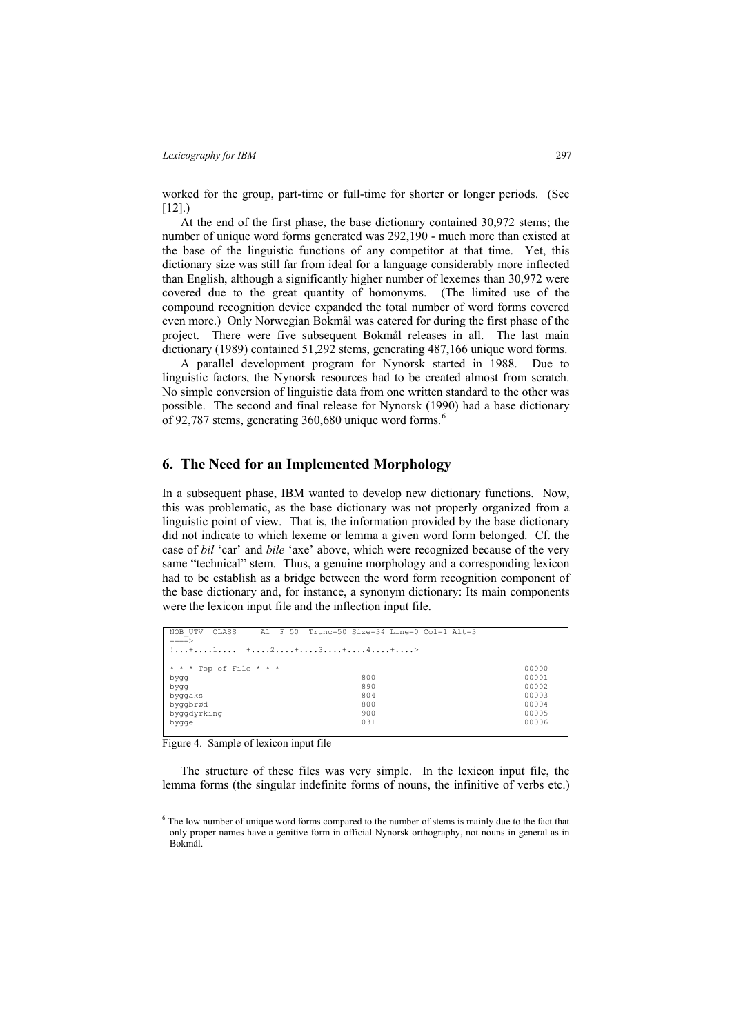worked for the group, part-time or full-time for shorter or longer periods. (See [12].)

At the end of the first phase, the base dictionary contained 30,972 stems; the number of unique word forms generated was 292,190 - much more than existed at the base of the linguistic functions of any competitor at that time. Yet, this dictionary size was still far from ideal for a language considerably more inflected than English, although a significantly higher number of lexemes than 30,972 were covered due to the great quantity of homonyms. (The limited use of the compound recognition device expanded the total number of word forms covered even more.) Only Norwegian Bokmål was catered for during the first phase of the project. There were five subsequent Bokmål releases in all. The last main dictionary (1989) contained 51,292 stems, generating 487,166 unique word forms.

A parallel development program for Nynorsk started in 1988. Due to linguistic factors, the Nynorsk resources had to be created almost from scratch. No simple conversion of linguistic data from one written standard to the other was possible. The second and final release for Nynorsk (1990) had a base dictionary of 92,787 stems, generating 360,680 unique word forms.[6]

## 6. The Need for an Implemented Morphology

In a subsequent phase, IBM wanted to develop new dictionary functions. Now, this was problematic, as the base dictionary was not properly organized from a linguistic point of view. That is, the information provided by the base dictionary did not indicate to which lexeme or lemma a given word form belonged. Cf. the case of *bil* 'car' and *bile* 'axe' above, which were recognized because of the very same "technical" stem. Thus, a genuine morphology and a corresponding lexicon had to be establish as a bridge between the word form recognition component of the base dictionary and, for instance, a synonym dictionary: Its main components were the lexicon input file and the inflection input file.

```
NOB_UTV  CLASS     A1  F 50  Trunc=50 Size=34 Line=0 Col=1 Alt=3
====>
!...+....1....  +....2....+....3....+....4....+....>

* * * Top of File * * *                                         00000
bygg                              800                           00001
bygg                              890                           00002
byggaks                           804                           00003
byggbrød                          800                           00004
byggdyrking                       900                           00005
bygge                             031                           00006
```

Figure 4. Sample of lexicon input file

The structure of these files was very simple. In the lexicon input file, the lemma forms (the singular indefinite forms of nouns, the infinitive of verbs etc.)

[6] The low number of unique word forms compared to the number of stems is mainly due to the fact that only proper names have a genitive form in official Nynorsk orthography, not nouns in general as in Bokmål.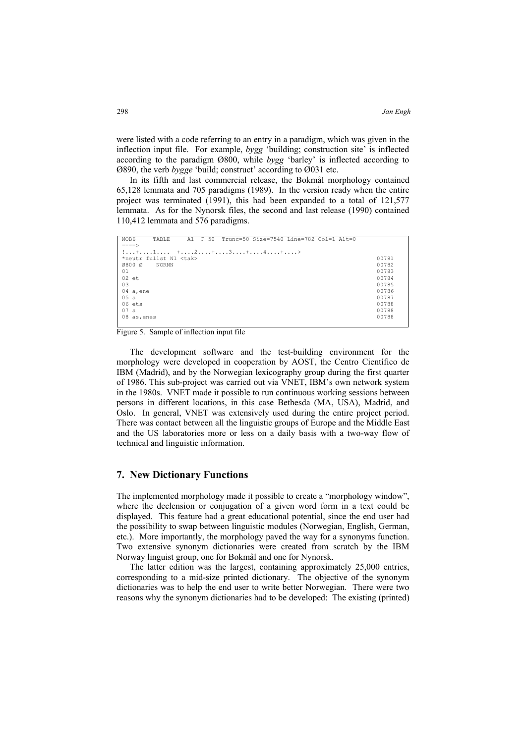were listed with a code referring to an entry in a paradigm, which was given in the inflection input file. For example, *bygg* 'building; construction site' is inflected according to the paradigm Ø800, while *bygg* 'barley' is inflected according to Ø890, the verb *bygge* 'build; construct' according to Ø031 etc.

In its fifth and last commercial release, the Bokmål morphology contained 65,128 lemmata and 705 paradigms (1989). In the version ready when the entire project was terminated (1991), this had been expanded to a total of 121,577 lemmata. As for the Nynorsk files, the second and last release (1990) contained 110,412 lemmata and 576 paradigms.

```
NOB6     TABLE     A1  F 50  Trunc=50 Size=7540 Line=782 Col=1 Alt=0
====>
!...+....1....  +....2....+....3....+....4....+....>
*neutr fullst N1 <tak>                                                  00781
Ø800 Ø    NORNN                                                         00782
01                                                                      00783
02 et                                                                   00784
03                                                                      00785
04 a,ene                                                                00786
05 s                                                                    00787
06 ets                                                                  00788
07 s                                                                    00788
08 as,enes                                                              00788
```

Figure 5. Sample of inflection input file

The development software and the test-building environment for the morphology were developed in cooperation by AOST, the Centro Científico de IBM (Madrid), and by the Norwegian lexicography group during the first quarter of 1986. This sub-project was carried out via VNET, IBM's own network system in the 1980s. VNET made it possible to run continuous working sessions between persons in different locations, in this case Bethesda (MA, USA), Madrid, and Oslo. In general, VNET was extensively used during the entire project period. There was contact between all the linguistic groups of Europe and the Middle East and the US laboratories more or less on a daily basis with a two-way flow of technical and linguistic information.

## 7. New Dictionary Functions

The implemented morphology made it possible to create a "morphology window", where the declension or conjugation of a given word form in a text could be displayed. This feature had a great educational potential, since the end user had the possibility to swap between linguistic modules (Norwegian, English, German, etc.). More importantly, the morphology paved the way for a synonyms function. Two extensive synonym dictionaries were created from scratch by the IBM Norway linguist group, one for Bokmål and one for Nynorsk.

The latter edition was the largest, containing approximately 25,000 entries, corresponding to a mid-size printed dictionary. The objective of the synonym dictionaries was to help the end user to write better Norwegian. There were two reasons why the synonym dictionaries had to be developed: The existing (printed)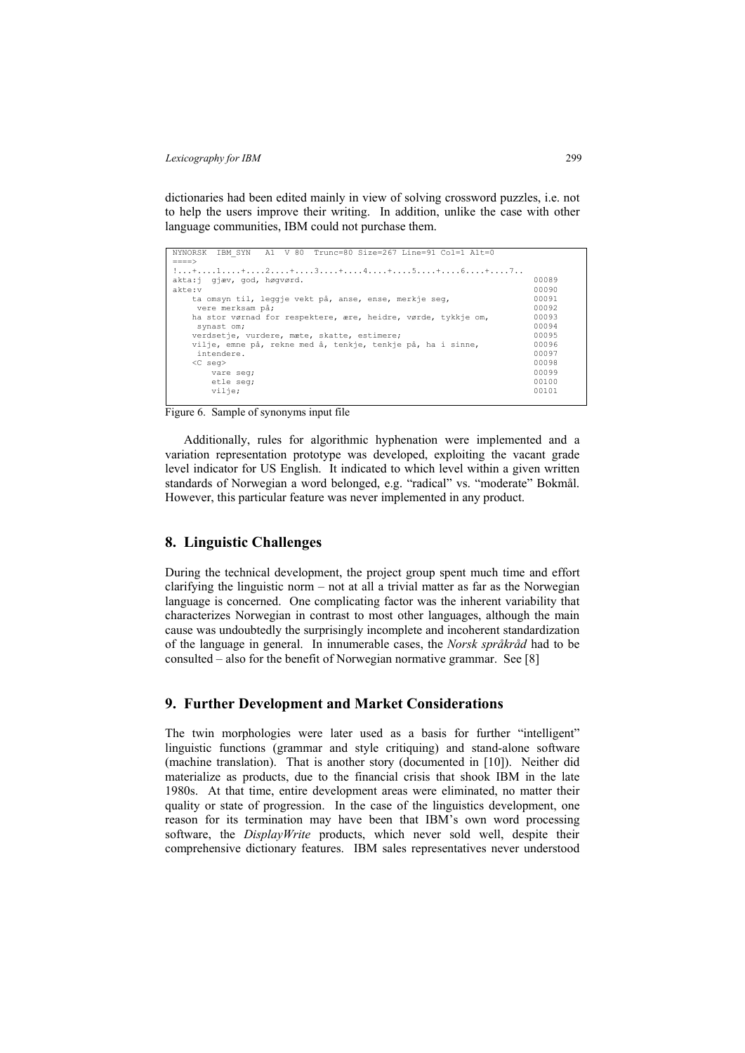dictionaries had been edited mainly in view of solving crossword puzzles, i.e. not to help the users improve their writing. In addition, unlike the case with other language communities, IBM could not purchase them.

```
NYNORSK  IBM_SYN   A1  V 80  Trunc=80 Size=267 Line=91 Col=1 Alt=0
====>
!...+....1....+....2....+....3....+....4....+....5....+....6....+....7..
akta:j  gjæv, god, høgvørd.                                              00089
akte:v                                                                   00090
    ta omsyn til, leggje vekt på, anse, ense, merkje seg,                00091
     vere merksam på;                                                    00092
    ha stor vørnad for respektere, ære, heidre, vørde, tykkje om,        00093
     synast om;                                                          00094
    verdsetje, vurdere, møte, skatte, estimere;                          00095
    vilje, emne på, rekne med å, tenkje, tenkje på, ha i sinne,          00096
     intendere.                                                          00097
    <C seg>                                                              00098
        vare seg;                                                        00099
        etle seg;                                                        00100
        vilje;                                                           00101
```

Figure 6. Sample of synonyms input file

Additionally, rules for algorithmic hyphenation were implemented and a variation representation prototype was developed, exploiting the vacant grade level indicator for US English. It indicated to which level within a given written standards of Norwegian a word belonged, e.g. "radical" vs. "moderate" Bokmål. However, this particular feature was never implemented in any product.

## 8. Linguistic Challenges

During the technical development, the project group spent much time and effort clarifying the linguistic norm – not at all a trivial matter as far as the Norwegian language is concerned. One complicating factor was the inherent variability that characterizes Norwegian in contrast to most other languages, although the main cause was undoubtedly the surprisingly incomplete and incoherent standardization of the language in general. In innumerable cases, the *Norsk språkråd* had to be consulted – also for the benefit of Norwegian normative grammar. See [8]

## 9. Further Development and Market Considerations

The twin morphologies were later used as a basis for further "intelligent" linguistic functions (grammar and style critiquing) and stand-alone software (machine translation). That is another story (documented in [10]). Neither did materialize as products, due to the financial crisis that shook IBM in the late 1980s. At that time, entire development areas were eliminated, no matter their quality or state of progression. In the case of the linguistics development, one reason for its termination may have been that IBM's own word processing software, the *DisplayWrite* products, which never sold well, despite their comprehensive dictionary features. IBM sales representatives never understood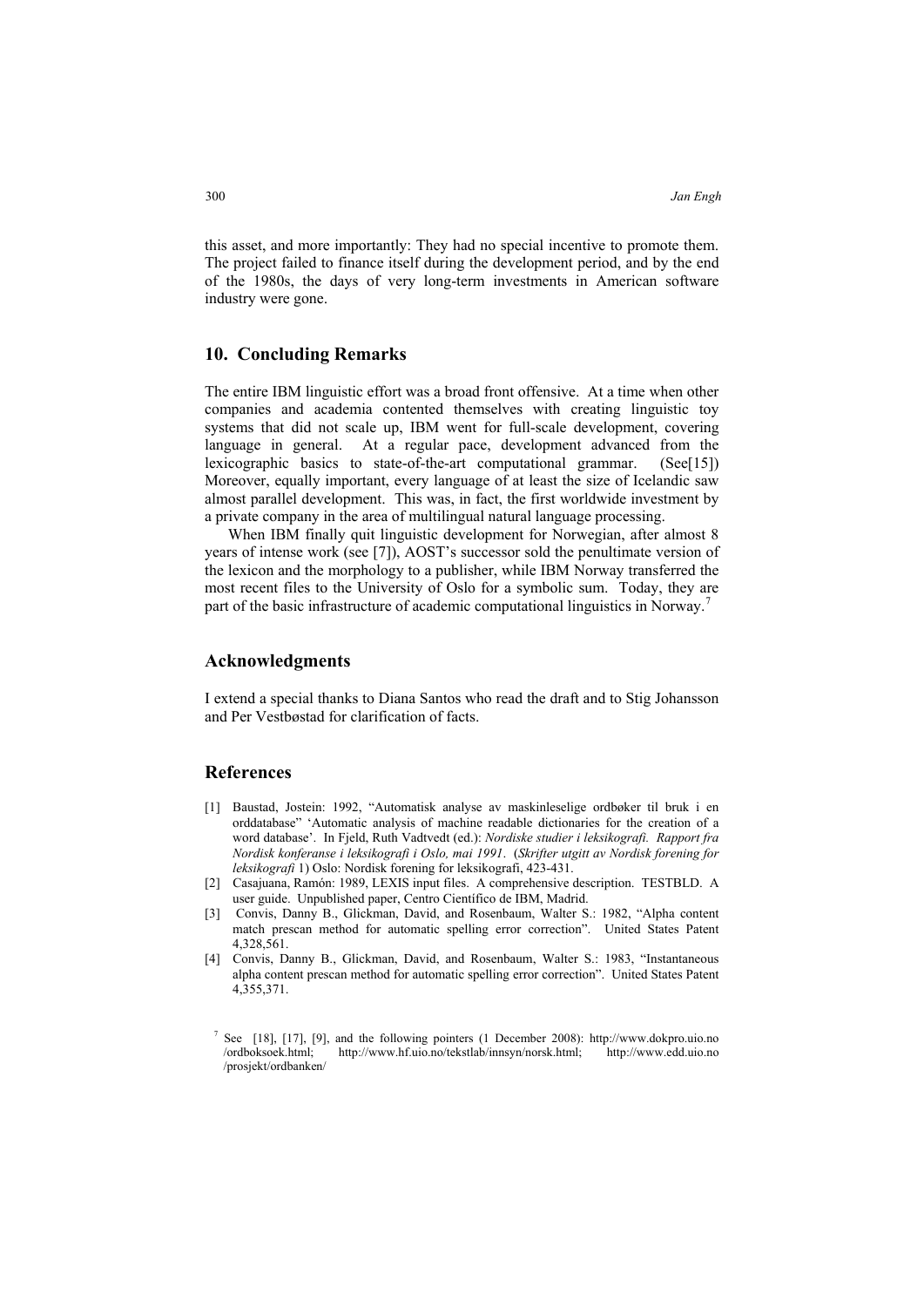this asset, and more importantly: They had no special incentive to promote them. The project failed to finance itself during the development period, and by the end of the 1980s, the days of very long-term investments in American software industry were gone.

## 10. Concluding Remarks

The entire IBM linguistic effort was a broad front offensive. At a time when other companies and academia contented themselves with creating linguistic toy systems that did not scale up, IBM went for full-scale development, covering language in general. At a regular pace, development advanced from the lexicographic basics to state-of-the-art computational grammar. (See[15]) Moreover, equally important, every language of at least the size of Icelandic saw almost parallel development. This was, in fact, the first worldwide investment by a private company in the area of multilingual natural language processing.

When IBM finally quit linguistic development for Norwegian, after almost 8 years of intense work (see [7]), AOST's successor sold the penultimate version of the lexicon and the morphology to a publisher, while IBM Norway transferred the most recent files to the University of Oslo for a symbolic sum. Today, they are part of the basic infrastructure of academic computational linguistics in Norway.[7]

## Acknowledgments

I extend a special thanks to Diana Santos who read the draft and to Stig Johansson and Per Vestbøstad for clarification of facts.

## References

[1] Baustad, Jostein: 1992, "Automatisk analyse av maskinleselige ordbøker til bruk i en orddatabase" 'Automatic analysis of machine readable dictionaries for the creation of a word database'. In Fjeld, Ruth Vadtvedt (ed.): *Nordiske studier i leksikografi. Rapport fra Nordisk konferanse i leksikografi i Oslo, mai 1991*. (*Skrifter utgitt av Nordisk forening for leksikografi* 1) Oslo: Nordisk forening for leksikografi, 423-431.

[2] Casajuana, Ramón: 1989, LEXIS input files. A comprehensive description. TESTBLD. A user guide. Unpublished paper, Centro Científico de IBM, Madrid.

[3] Convis, Danny B., Glickman, David, and Rosenbaum, Walter S.: 1982, "Alpha content match prescan method for automatic spelling error correction". United States Patent 4,328,561.

[4] Convis, Danny B., Glickman, David, and Rosenbaum, Walter S.: 1983, "Instantaneous alpha content prescan method for automatic spelling error correction". United States Patent 4,355,371.

[7] See [18], [17], [9], and the following pointers (1 December 2008): http://www.dokpro.uio.no/ordboksoek.html; http://www.hf.uio.no/tekstlab/innsyn/norsk.html; http://www.edd.uio.no/prosjekt/ordbanken/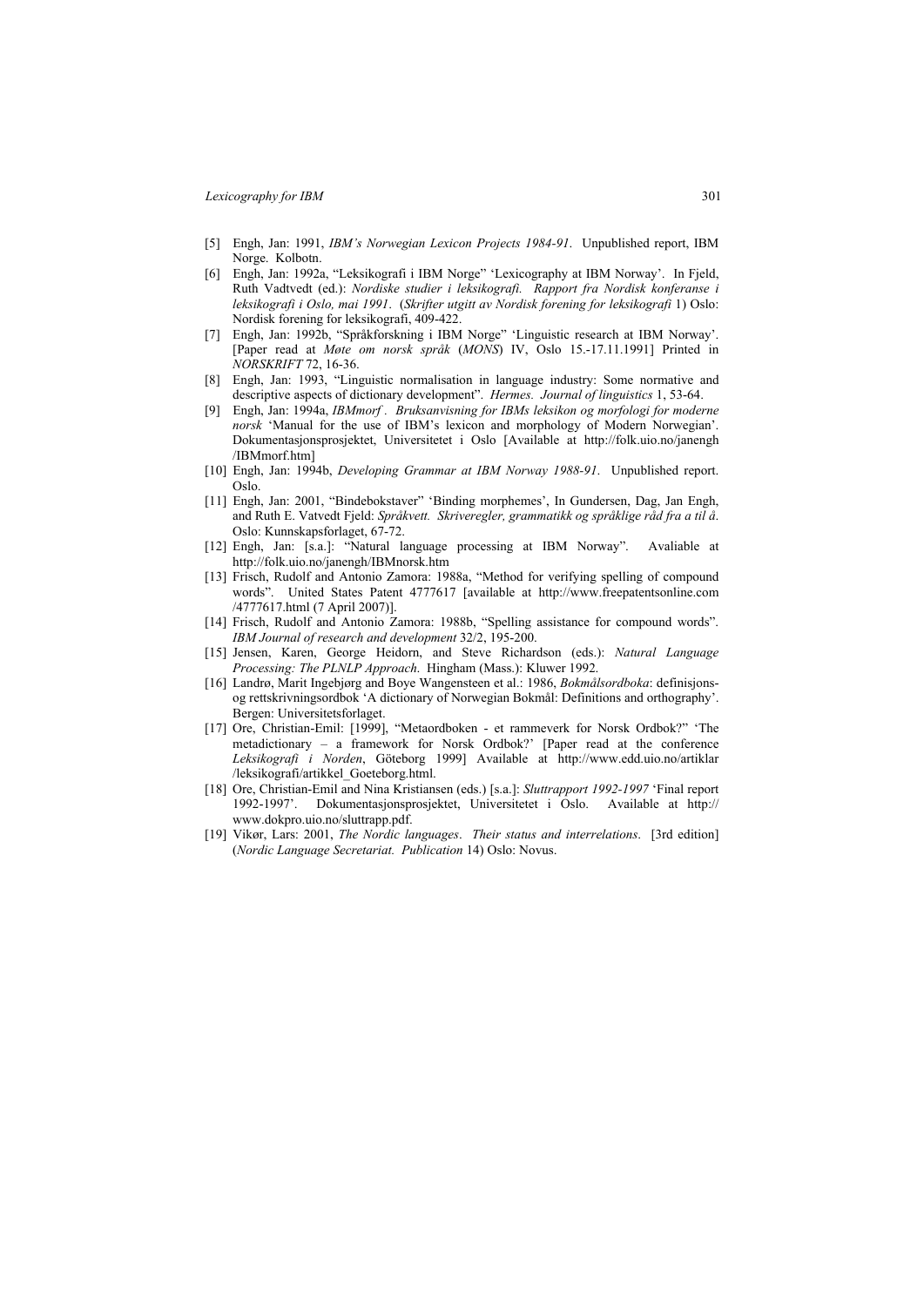[5] Engh, Jan: 1991, *IBM's Norwegian Lexicon Projects 1984-91*. Unpublished report, IBM Norge. Kolbotn.

[6] Engh, Jan: 1992a, "Leksikografi i IBM Norge" 'Lexicography at IBM Norway'. In Fjeld, Ruth Vadtvedt (ed.): *Nordiske studier i leksikografi. Rapport fra Nordisk konferanse i leksikografi i Oslo, mai 1991*. (*Skrifter utgitt av Nordisk forening for leksikografi* 1) Oslo: Nordisk forening for leksikografi, 409-422.

[7] Engh, Jan: 1992b, "Språkforskning i IBM Norge" 'Linguistic research at IBM Norway'. [Paper read at *Møte om norsk språk* (*MONS*) IV, Oslo 15.-17.11.1991] Printed in *NORSKRIFT* 72, 16-36.

[8] Engh, Jan: 1993, "Linguistic normalisation in language industry: Some normative and descriptive aspects of dictionary development". *Hermes. Journal of linguistics* 1, 53-64.

[9] Engh, Jan: 1994a, *IBMmorf . Bruksanvisning for IBMs leksikon og morfologi for moderne norsk* 'Manual for the use of IBM's lexicon and morphology of Modern Norwegian'. Dokumentasjonsprosjektet, Universitetet i Oslo [Available at http://folk.uio.no/janengh /IBMmorf.htm]

[10] Engh, Jan: 1994b, *Developing Grammar at IBM Norway 1988-91*. Unpublished report. Oslo.

[11] Engh, Jan: 2001, "Bindebokstaver" 'Binding morphemes', In Gundersen, Dag, Jan Engh, and Ruth E. Vatvedt Fjeld: *Språkvett. Skriveregler, grammatikk og språklige råd fra a til å*. Oslo: Kunnskapsforlaget, 67-72.

[12] Engh, Jan: [s.a.]: "Natural language processing at IBM Norway". Avaliable at http://folk.uio.no/janengh/IBMnorsk.htm

[13] Frisch, Rudolf and Antonio Zamora: 1988a, "Method for verifying spelling of compound words". United States Patent 4777617 [available at http://www.freepatentsonline.com /4777617.html (7 April 2007)].

[14] Frisch, Rudolf and Antonio Zamora: 1988b, "Spelling assistance for compound words". *IBM Journal of research and development* 32/2, 195-200.

[15] Jensen, Karen, George Heidorn, and Steve Richardson (eds.): *Natural Language Processing: The PLNLP Approach*. Hingham (Mass.): Kluwer 1992.

[16] Landrø, Marit Ingebjørg and Boye Wangensteen et al.: 1986, *Bokmålsordboka*: definisjons- og rettskrivningsordbok 'A dictionary of Norwegian Bokmål: Definitions and orthography'. Bergen: Universitetsforlaget.

[17] Ore, Christian-Emil: [1999], "Metaordboken - et rammeverk for Norsk Ordbok?" 'The metadictionary – a framework for Norsk Ordbok?' [Paper read at the conference *Leksikografi i Norden*, Göteborg 1999] Available at http://www.edd.uio.no/artiklar /leksikografi/artikkel_Goeteborg.html.

[18] Ore, Christian-Emil and Nina Kristiansen (eds.) [s.a.]: *Sluttrapport 1992-1997* 'Final report 1992-1997'. Dokumentasjonsprosjektet, Universitetet i Oslo. Available at http:// www.dokpro.uio.no/sluttrapp.pdf.

[19] Vikør, Lars: 2001, *The Nordic languages*. *Their status and interrelations*. [3rd edition] (*Nordic Language Secretariat. Publication* 14) Oslo: Novus.